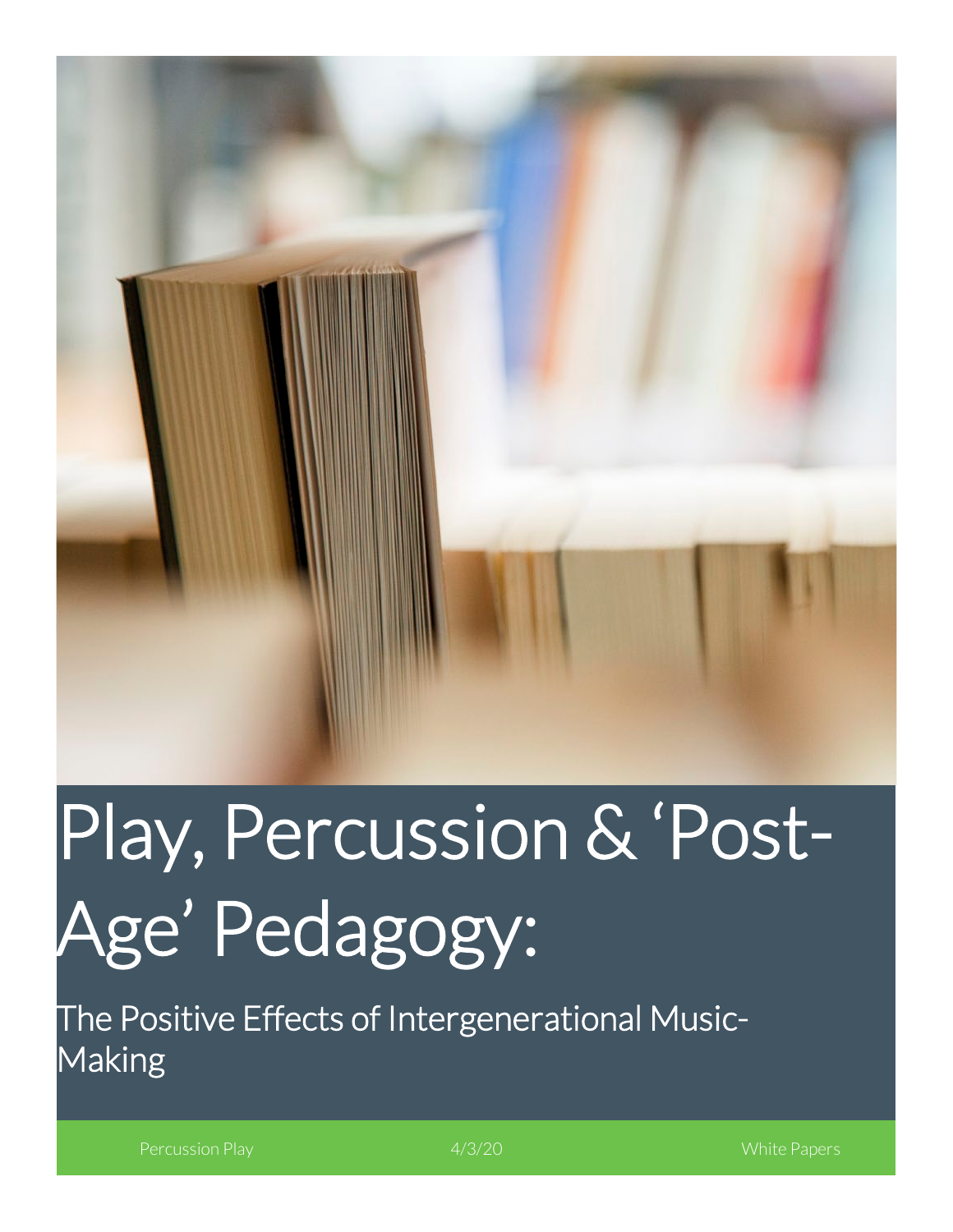# Play, Percussion & 'Post-Age' Pedagogy:

## The Positive Effects of Intergenerational Music-Making

Percussion Play | 4/3/20 | White Papers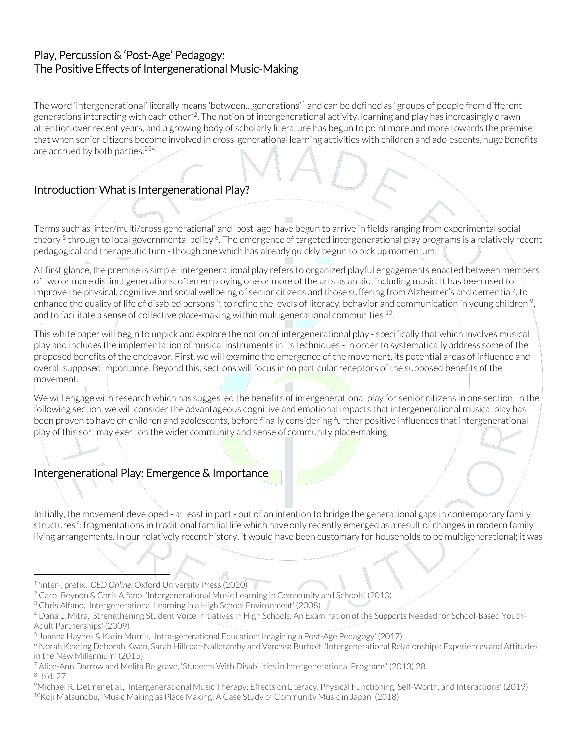## Play, Percussion & 'Post-Age' Pedagogy: The Positive Effects of Intergenerational Music-Making

The word 'intergenerational' literally means 'between…generations'[1] and can be defined as "groups of people from different generations interacting with each other"[2]. The notion of intergenerational activity, learning and play has increasingly drawn attention over recent years, and a growing body of scholarly literature has begun to point more and more towards the premise that when senior citizens become involved in cross-generational learning activities with children and adolescents, huge benefits are accrued by both parties.[2,3,4]

## Introduction: What is Intergenerational Play?

Terms such as 'inter/multi/cross generational' and 'post-age' have begun to arrive in fields ranging from experimental social theory [5] through to local governmental policy [6]. The emergence of targeted intergenerational play programs is a relatively recent pedagogical and therapeutic turn - though one which has already quickly begun to pick up momentum.

At first glance, the premise is simple: intergenerational play refers to organized playful engagements enacted between members of two or more distinct generations, often employing one or more of the arts as an aid, including music. It has been used to improve the physical, cognitive and social wellbeing of senior citizens and those suffering from Alzheimer's and dementia [7], to enhance the quality of life of disabled persons [8], to refine the levels of literacy, behavior and communication in young children [9], and to facilitate a sense of collective place-making within multigenerational communities [10].

This white paper will begin to unpick and explore the notion of intergenerational play - specifically that which involves musical play and includes the implementation of musical instruments in its techniques - in order to systematically address some of the proposed benefits of the endeavor. First, we will examine the emergence of the movement, its potential areas of influence and overall supposed importance. Beyond this, sections will focus in on particular receptors of the supposed benefits of the movement.

We will engage with research which has suggested the benefits of intergenerational play for senior citizens in one section; in the following section, we will consider the advantageous cognitive and emotional impacts that intergenerational musical play has been proven to have on children and adolescents, before finally considering further positive influences that intergenerational play of this sort may exert on the wider community and sense of community place-making.

## Intergenerational Play: Emergence & Importance

Initially, the movement developed - at least in part - out of an intention to bridge the generational gaps in contemporary family structures[7]: fragmentations in traditional familial life which have only recently emerged as a result of changes in modern family living arrangements. In our relatively recent history, it would have been customary for households to be multigenerational; it was

---

[1] 'inter-, prefix.' *OED Online*, Oxford University Press (2020)
[2] Carol Beynon & Chris Alfano, 'Intergenerational Music Learning in Community and Schools' (2013)
[3] Chris Alfano, 'Intergenerational Learning in a High School Environment' (2008)
[4] Dana L. Mitra, 'Strengthening Student Voice Initiatives in High Schools: An Examination of the Supports Needed for School-Based Youth-Adult Partnerships' (2009)
[5] Joanna Haynes & Karin Murris, 'Intra-generational Education: Imagining a Post-Age Pedagogy' (2017)
[6] Norah Keating Deborah Kwan, Sarah Hillcoat-Nalletamby and Vanessa Burholt, 'Intergenerational Relationships: Experiences and Attitudes in the New Millennium' (2015)
[7] Alice-Ann Darrow and Melita Belgrave, 'Students With Disabilities in Intergenerational Programs' (2013) 28
[8] Ibid. 27
[9] Michael R. Detmer et al., 'Intergenerational Music Therapy: Effects on Literacy, Physical Functioning, Self-Worth, and Interactions' (2019)
[10] Koji Matsunobu, 'Music Making as Place Making: A Case Study of Community Music in Japan' (2018)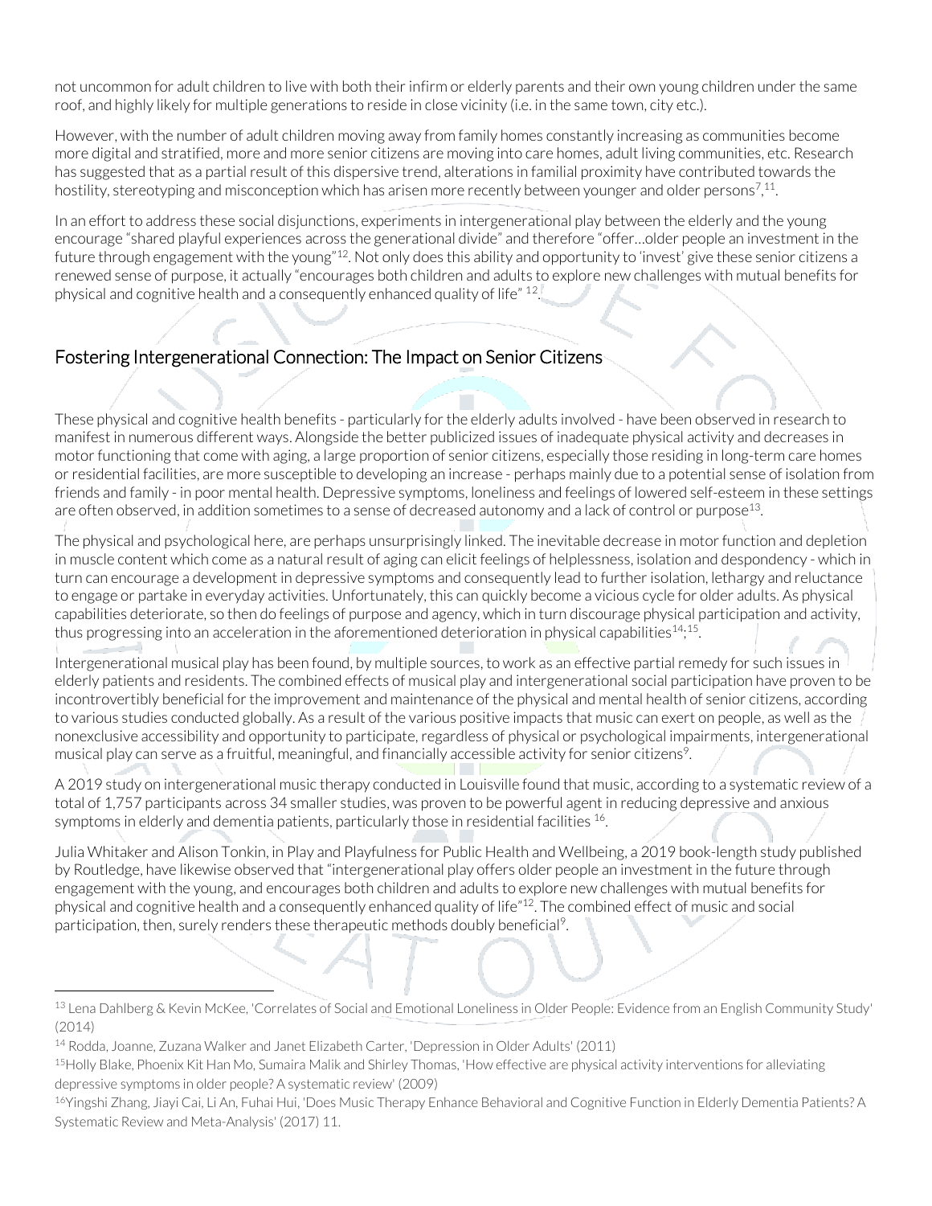not uncommon for adult children to live with both their infirm or elderly parents and their own young children under the same roof, and highly likely for multiple generations to reside in close vicinity (i.e. in the same town, city etc.).

However, with the number of adult children moving away from family homes constantly increasing as communities become more digital and stratified, more and more senior citizens are moving into care homes, adult living communities, etc. Research has suggested that as a partial result of this dispersive trend, alterations in familial proximity have contributed towards the hostility, stereotyping and misconception which has arisen more recently between younger and older persons[7,11].

In an effort to address these social disjunctions, experiments in intergenerational play between the elderly and the young encourage "shared playful experiences across the generational divide" and therefore "offer…older people an investment in the future through engagement with the young"[12]. Not only does this ability and opportunity to 'invest' give these senior citizens a renewed sense of purpose, it actually "encourages both children and adults to explore new challenges with mutual benefits for physical and cognitive health and a consequently enhanced quality of life" [12].

## Fostering Intergenerational Connection: The Impact on Senior Citizens

These physical and cognitive health benefits - particularly for the elderly adults involved - have been observed in research to manifest in numerous different ways. Alongside the better publicized issues of inadequate physical activity and decreases in motor functioning that come with aging, a large proportion of senior citizens, especially those residing in long-term care homes or residential facilities, are more susceptible to developing an increase - perhaps mainly due to a potential sense of isolation from friends and family - in poor mental health. Depressive symptoms, loneliness and feelings of lowered self-esteem in these settings are often observed, in addition sometimes to a sense of decreased autonomy and a lack of control or purpose[13].

The physical and psychological here, are perhaps unsurprisingly linked. The inevitable decrease in motor function and depletion in muscle content which come as a natural result of aging can elicit feelings of helplessness, isolation and despondency - which in turn can encourage a development in depressive symptoms and consequently lead to further isolation, lethargy and reluctance to engage or partake in everyday activities. Unfortunately, this can quickly become a vicious cycle for older adults. As physical capabilities deteriorate, so then do feelings of purpose and agency, which in turn discourage physical participation and activity, thus progressing into an acceleration in the aforementioned deterioration in physical capabilities[14;15].

Intergenerational musical play has been found, by multiple sources, to work as an effective partial remedy for such issues in elderly patients and residents. The combined effects of musical play and intergenerational social participation have proven to be incontrovertibly beneficial for the improvement and maintenance of the physical and mental health of senior citizens, according to various studies conducted globally. As a result of the various positive impacts that music can exert on people, as well as the nonexclusive accessibility and opportunity to participate, regardless of physical or psychological impairments, intergenerational musical play can serve as a fruitful, meaningful, and financially accessible activity for senior citizens[9].

A 2019 study on intergenerational music therapy conducted in Louisville found that music, according to a systematic review of a total of 1,757 participants across 34 smaller studies, was proven to be powerful agent in reducing depressive and anxious symptoms in elderly and dementia patients, particularly those in residential facilities [16].

Julia Whitaker and Alison Tonkin, in Play and Playfulness for Public Health and Wellbeing, a 2019 book-length study published by Routledge, have likewise observed that "intergenerational play offers older people an investment in the future through engagement with the young, and encourages both children and adults to explore new challenges with mutual benefits for physical and cognitive health and a consequently enhanced quality of life"[12]. The combined effect of music and social participation, then, surely renders these therapeutic methods doubly beneficial[9].

---

[13] Lena Dahlberg & Kevin McKee, 'Correlates of Social and Emotional Loneliness in Older People: Evidence from an English Community Study' (2014)

[14] Rodda, Joanne, Zuzana Walker and Janet Elizabeth Carter, 'Depression in Older Adults' (2011)

[15] Holly Blake, Phoenix Kit Han Mo, Sumaira Malik and Shirley Thomas, 'How effective are physical activity interventions for alleviating depressive symptoms in older people? A systematic review' (2009)

[16] Yingshi Zhang, Jiayi Cai, Li An, Fuhai Hui, 'Does Music Therapy Enhance Behavioral and Cognitive Function in Elderly Dementia Patients? A Systematic Review and Meta-Analysis' (2017) 11.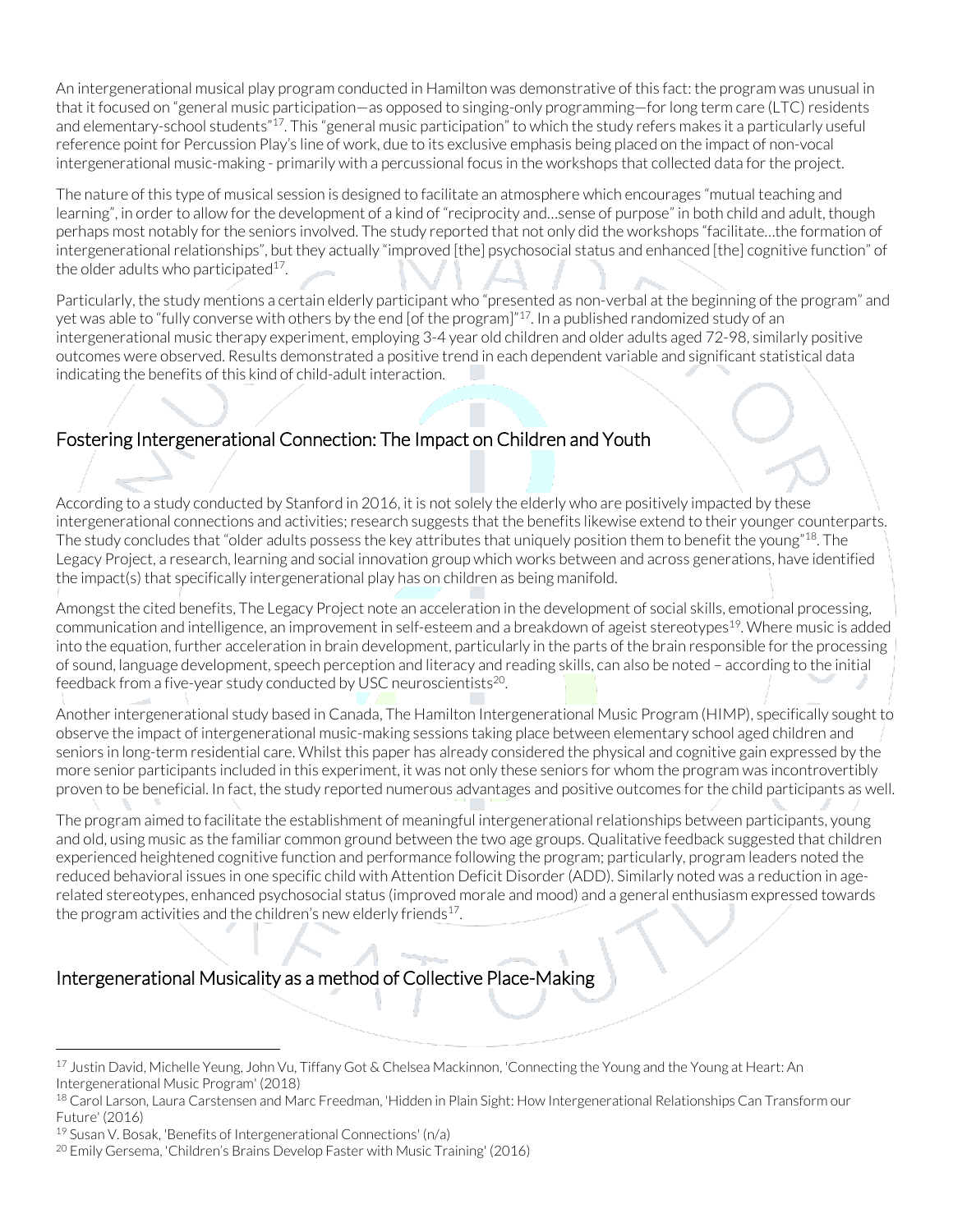An intergenerational musical play program conducted in Hamilton was demonstrative of this fact: the program was unusual in that it focused on "general music participation—as opposed to singing-only programming—for long term care (LTC) residents and elementary-school students"[17]. This "general music participation" to which the study refers makes it a particularly useful reference point for Percussion Play's line of work, due to its exclusive emphasis being placed on the impact of non-vocal intergenerational music-making - primarily with a percussional focus in the workshops that collected data for the project.

The nature of this type of musical session is designed to facilitate an atmosphere which encourages "mutual teaching and learning", in order to allow for the development of a kind of "reciprocity and…sense of purpose" in both child and adult, though perhaps most notably for the seniors involved. The study reported that not only did the workshops "facilitate…the formation of intergenerational relationships", but they actually "improved [the] psychosocial status and enhanced [the] cognitive function" of the older adults who participated[17].

Particularly, the study mentions a certain elderly participant who "presented as non-verbal at the beginning of the program" and yet was able to "fully converse with others by the end [of the program]"[17]. In a published randomized study of an intergenerational music therapy experiment, employing 3-4 year old children and older adults aged 72-98, similarly positive outcomes were observed. Results demonstrated a positive trend in each dependent variable and significant statistical data indicating the benefits of this kind of child-adult interaction.

## Fostering Intergenerational Connection: The Impact on Children and Youth

According to a study conducted by Stanford in 2016, it is not solely the elderly who are positively impacted by these intergenerational connections and activities; research suggests that the benefits likewise extend to their younger counterparts. The study concludes that "older adults possess the key attributes that uniquely position them to benefit the young"[18]. The Legacy Project, a research, learning and social innovation group which works between and across generations, have identified the impact(s) that specifically intergenerational play has on children as being manifold.

Amongst the cited benefits, The Legacy Project note an acceleration in the development of social skills, emotional processing, communication and intelligence, an improvement in self-esteem and a breakdown of ageist stereotypes[19]. Where music is added into the equation, further acceleration in brain development, particularly in the parts of the brain responsible for the processing of sound, language development, speech perception and literacy and reading skills, can also be noted – according to the initial feedback from a five-year study conducted by USC neuroscientists[20].

Another intergenerational study based in Canada, The Hamilton Intergenerational Music Program (HIMP), specifically sought to observe the impact of intergenerational music-making sessions taking place between elementary school aged children and seniors in long-term residential care. Whilst this paper has already considered the physical and cognitive gain expressed by the more senior participants included in this experiment, it was not only these seniors for whom the program was incontrovertibly proven to be beneficial. In fact, the study reported numerous advantages and positive outcomes for the child participants as well.

The program aimed to facilitate the establishment of meaningful intergenerational relationships between participants, young and old, using music as the familiar common ground between the two age groups. Qualitative feedback suggested that children experienced heightened cognitive function and performance following the program; particularly, program leaders noted the reduced behavioral issues in one specific child with Attention Deficit Disorder (ADD). Similarly noted was a reduction in age-related stereotypes, enhanced psychosocial status (improved morale and mood) and a general enthusiasm expressed towards the program activities and the children's new elderly friends[17].

## Intergenerational Musicality as a method of Collective Place-Making

---

[17] Justin David, Michelle Yeung, John Vu, Tiffany Got & Chelsea Mackinnon, 'Connecting the Young and the Young at Heart: An Intergenerational Music Program' (2018)

[18] Carol Larson, Laura Carstensen and Marc Freedman, 'Hidden in Plain Sight: How Intergenerational Relationships Can Transform our Future' (2016)

[19] Susan V. Bosak, 'Benefits of Intergenerational Connections' (n/a)

[20] Emily Gersema, 'Children's Brains Develop Faster with Music Training' (2016)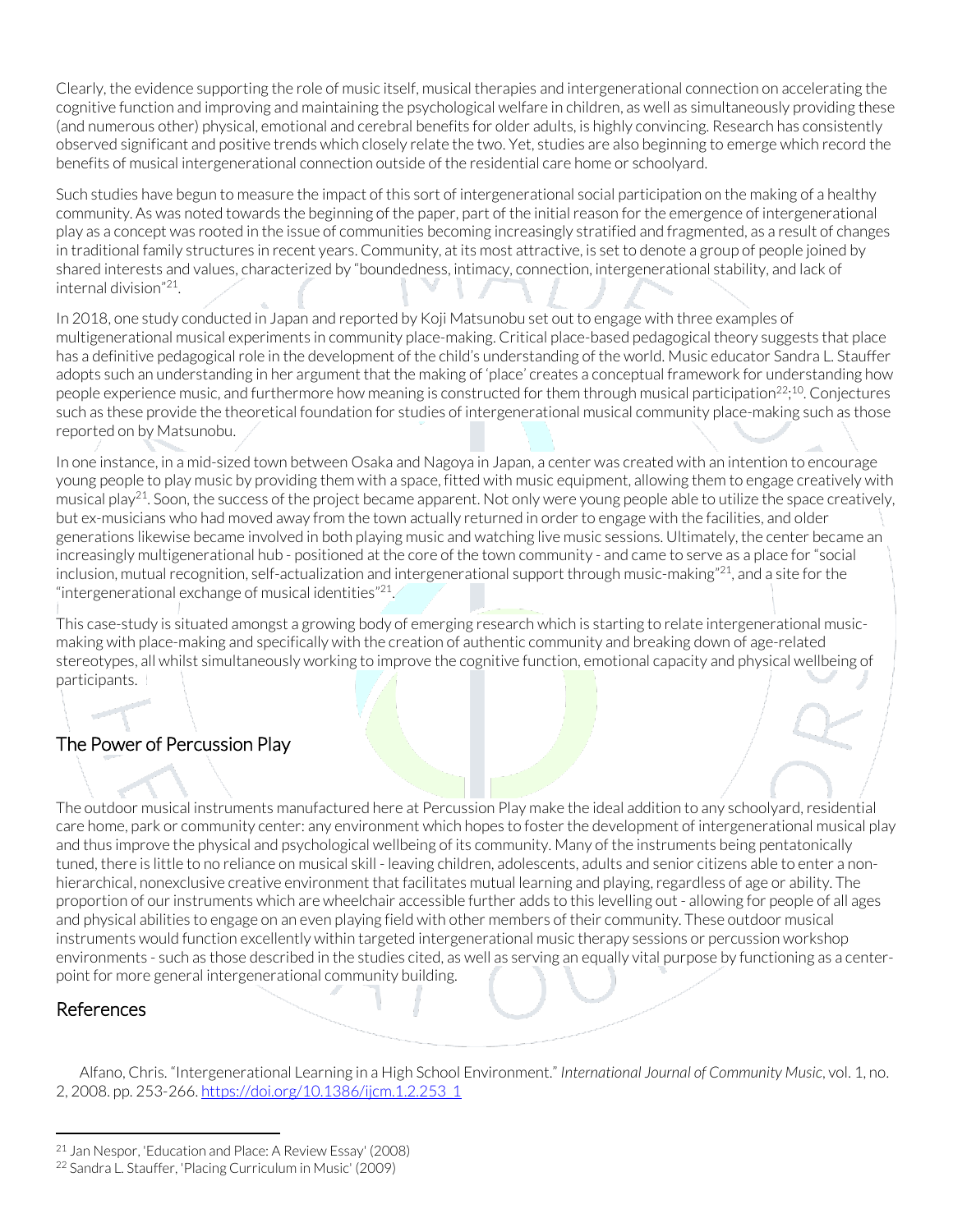Clearly, the evidence supporting the role of music itself, musical therapies and intergenerational connection on accelerating the cognitive function and improving and maintaining the psychological welfare in children, as well as simultaneously providing these (and numerous other) physical, emotional and cerebral benefits for older adults, is highly convincing. Research has consistently observed significant and positive trends which closely relate the two. Yet, studies are also beginning to emerge which record the benefits of musical intergenerational connection outside of the residential care home or schoolyard.

Such studies have begun to measure the impact of this sort of intergenerational social participation on the making of a healthy community. As was noted towards the beginning of the paper, part of the initial reason for the emergence of intergenerational play as a concept was rooted in the issue of communities becoming increasingly stratified and fragmented, as a result of changes in traditional family structures in recent years. Community, at its most attractive, is set to denote a group of people joined by shared interests and values, characterized by "boundedness, intimacy, connection, intergenerational stability, and lack of internal division"[21].

In 2018, one study conducted in Japan and reported by Koji Matsunobu set out to engage with three examples of multigenerational musical experiments in community place-making. Critical place-based pedagogical theory suggests that place has a definitive pedagogical role in the development of the child's understanding of the world. Music educator Sandra L. Stauffer adopts such an understanding in her argument that the making of 'place' creates a conceptual framework for understanding how people experience music, and furthermore how meaning is constructed for them through musical participation[22;10]. Conjectures such as these provide the theoretical foundation for studies of intergenerational musical community place-making such as those reported on by Matsunobu.

In one instance, in a mid-sized town between Osaka and Nagoya in Japan, a center was created with an intention to encourage young people to play music by providing them with a space, fitted with music equipment, allowing them to engage creatively with musical play[21]. Soon, the success of the project became apparent. Not only were young people able to utilize the space creatively, but ex-musicians who had moved away from the town actually returned in order to engage with the facilities, and older generations likewise became involved in both playing music and watching live music sessions. Ultimately, the center became an increasingly multigenerational hub - positioned at the core of the town community - and came to serve as a place for "social inclusion, mutual recognition, self-actualization and intergenerational support through music-making"[21], and a site for the "intergenerational exchange of musical identities"[21].

This case-study is situated amongst a growing body of emerging research which is starting to relate intergenerational music-making with place-making and specifically with the creation of authentic community and breaking down of age-related stereotypes, all whilst simultaneously working to improve the cognitive function, emotional capacity and physical wellbeing of participants.

## The Power of Percussion Play

The outdoor musical instruments manufactured here at Percussion Play make the ideal addition to any schoolyard, residential care home, park or community center: any environment which hopes to foster the development of intergenerational musical play and thus improve the physical and psychological wellbeing of its community. Many of the instruments being pentatonically tuned, there is little to no reliance on musical skill - leaving children, adolescents, adults and senior citizens able to enter a non-hierarchical, nonexclusive creative environment that facilitates mutual learning and playing, regardless of age or ability. The proportion of our instruments which are wheelchair accessible further adds to this levelling out - allowing for people of all ages and physical abilities to engage on an even playing field with other members of their community. These outdoor musical instruments would function excellently within targeted intergenerational music therapy sessions or percussion workshop environments - such as those described in the studies cited, as well as serving an equally vital purpose by functioning as a center-point for more general intergenerational community building.

## References

Alfano, Chris. "Intergenerational Learning in a High School Environment." *International Journal of Community Music*, vol. 1, no. 2, 2008. pp. 253-266. https://doi.org/10.1386/ijcm.1.2.253_1

[21] Jan Nespor, 'Education and Place: A Review Essay' (2008)
[22] Sandra L. Stauffer, 'Placing Curriculum in Music' (2009)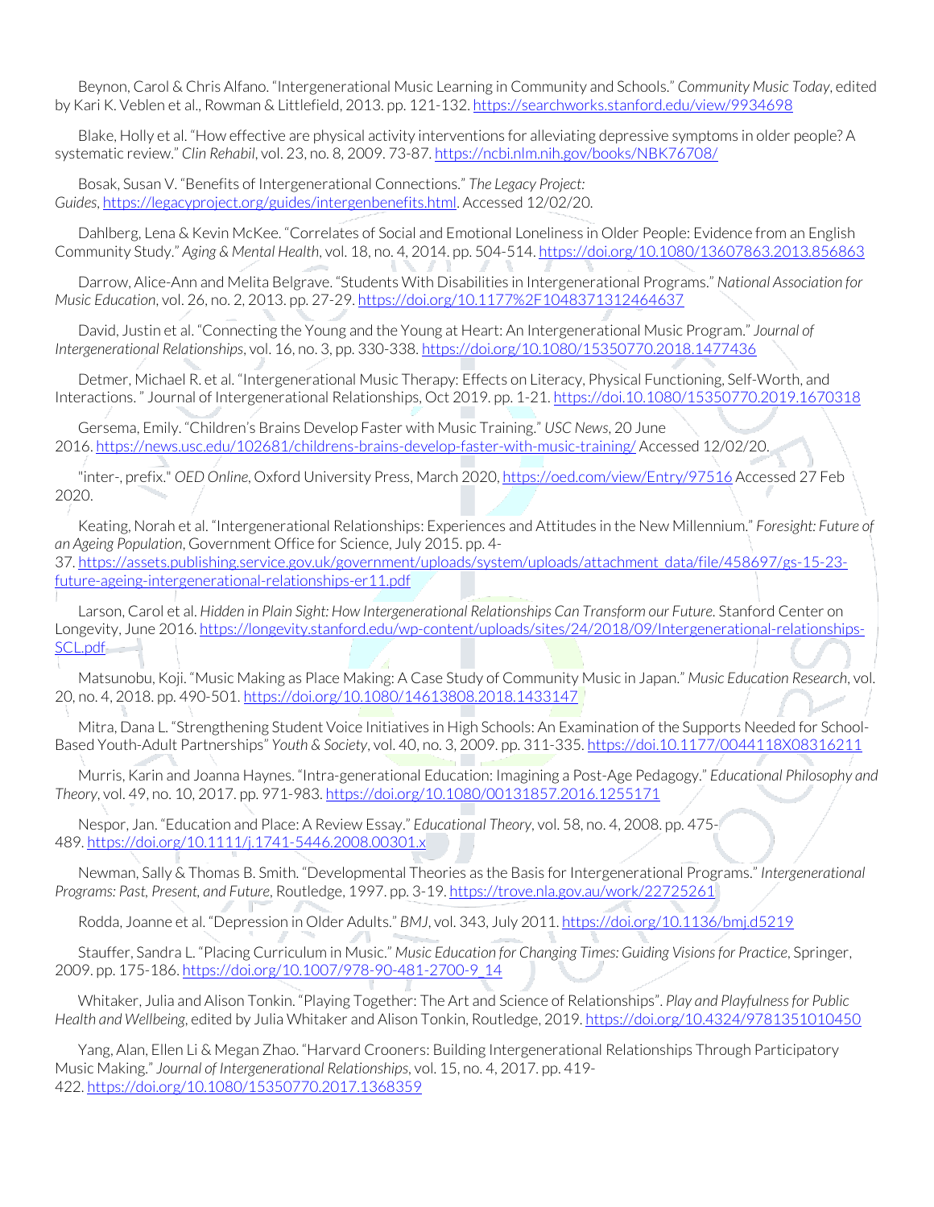Beynon, Carol & Chris Alfano. "Intergenerational Music Learning in Community and Schools." *Community Music Today*, edited by Kari K. Veblen et al., Rowman & Littlefield, 2013. pp. 121-132. https://searchworks.stanford.edu/view/9934698

Blake, Holly et al. "How effective are physical activity interventions for alleviating depressive symptoms in older people? A systematic review." *Clin Rehabil*, vol. 23, no. 8, 2009. 73-87. https://ncbi.nlm.nih.gov/books/NBK76708/

Bosak, Susan V. "Benefits of Intergenerational Connections." *The Legacy Project: Guides*, https://legacyproject.org/guides/intergenbenefits.html. Accessed 12/02/20.

Dahlberg, Lena & Kevin McKee. "Correlates of Social and Emotional Loneliness in Older People: Evidence from an English Community Study." *Aging & Mental Health*, vol. 18, no. 4, 2014. pp. 504-514. https://doi.org/10.1080/13607863.2013.856863

Darrow, Alice-Ann and Melita Belgrave. "Students With Disabilities in Intergenerational Programs." *National Association for Music Education*, vol. 26, no. 2, 2013. pp. 27-29. https://doi.org/10.1177%2F1048371312464637

David, Justin et al. "Connecting the Young and the Young at Heart: An Intergenerational Music Program." *Journal of Intergenerational Relationships*, vol. 16, no. 3, pp. 330-338. https://doi.org/10.1080/15350770.2018.1477436

Detmer, Michael R. et al. "Intergenerational Music Therapy: Effects on Literacy, Physical Functioning, Self-Worth, and Interactions. " Journal of Intergenerational Relationships, Oct 2019. pp. 1-21. https://doi.10.1080/15350770.2019.1670318

Gersema, Emily. "Children's Brains Develop Faster with Music Training." *USC News*, 20 June 2016. https://news.usc.edu/102681/childrens-brains-develop-faster-with-music-training/ Accessed 12/02/20.

"inter-, prefix." *OED Online*, Oxford University Press, March 2020, https://oed.com/view/Entry/97516 Accessed 27 Feb 2020.

Keating, Norah et al. "Intergenerational Relationships: Experiences and Attitudes in the New Millennium." *Foresight: Future of an Ageing Population*, Government Office for Science, July 2015. pp. 4-37. https://assets.publishing.service.gov.uk/government/uploads/system/uploads/attachment_data/file/458697/gs-15-23-future-ageing-intergenerational-relationships-er11.pdf

Larson, Carol et al. *Hidden in Plain Sight: How Intergenerational Relationships Can Transform our Future.* Stanford Center on Longevity, June 2016. https://longevity.stanford.edu/wp-content/uploads/sites/24/2018/09/Intergenerational-relationships-SCL.pdf

Matsunobu, Koji. "Music Making as Place Making: A Case Study of Community Music in Japan." *Music Education Research*, vol. 20, no. 4, 2018. pp. 490-501. https://doi.org/10.1080/14613808.2018.1433147

Mitra, Dana L. "Strengthening Student Voice Initiatives in High Schools: An Examination of the Supports Needed for School-Based Youth-Adult Partnerships" *Youth & Society*, vol. 40, no. 3, 2009. pp. 311-335. https://doi.10.1177/0044118X08316211

Murris, Karin and Joanna Haynes. "Intra-generational Education: Imagining a Post-Age Pedagogy." *Educational Philosophy and Theory*, vol. 49, no. 10, 2017. pp. 971-983. https://doi.org/10.1080/00131857.2016.1255171

Nespor, Jan. "Education and Place: A Review Essay." *Educational Theory*, vol. 58, no. 4, 2008. pp. 475-489. https://doi.org/10.1111/j.1741-5446.2008.00301.x

Newman, Sally & Thomas B. Smith. "Developmental Theories as the Basis for Intergenerational Programs." *Intergenerational Programs: Past, Present, and Future*, Routledge, 1997. pp. 3-19. https://trove.nla.gov.au/work/22725261

Rodda, Joanne et al. "Depression in Older Adults." *BMJ*, vol. 343, July 2011. https://doi.org/10.1136/bmj.d5219

Stauffer, Sandra L. "Placing Curriculum in Music." *Music Education for Changing Times: Guiding Visions for Practice*, Springer, 2009. pp. 175-186. https://doi.org/10.1007/978-90-481-2700-9_14

Whitaker, Julia and Alison Tonkin. "Playing Together: The Art and Science of Relationships". *Play and Playfulness for Public Health and Wellbeing*, edited by Julia Whitaker and Alison Tonkin, Routledge, 2019. https://doi.org/10.4324/9781351010450

Yang, Alan, Ellen Li & Megan Zhao. "Harvard Crooners: Building Intergenerational Relationships Through Participatory Music Making." *Journal of Intergenerational Relationships*, vol. 15, no. 4, 2017. pp. 419-422. https://doi.org/10.1080/15350770.2017.1368359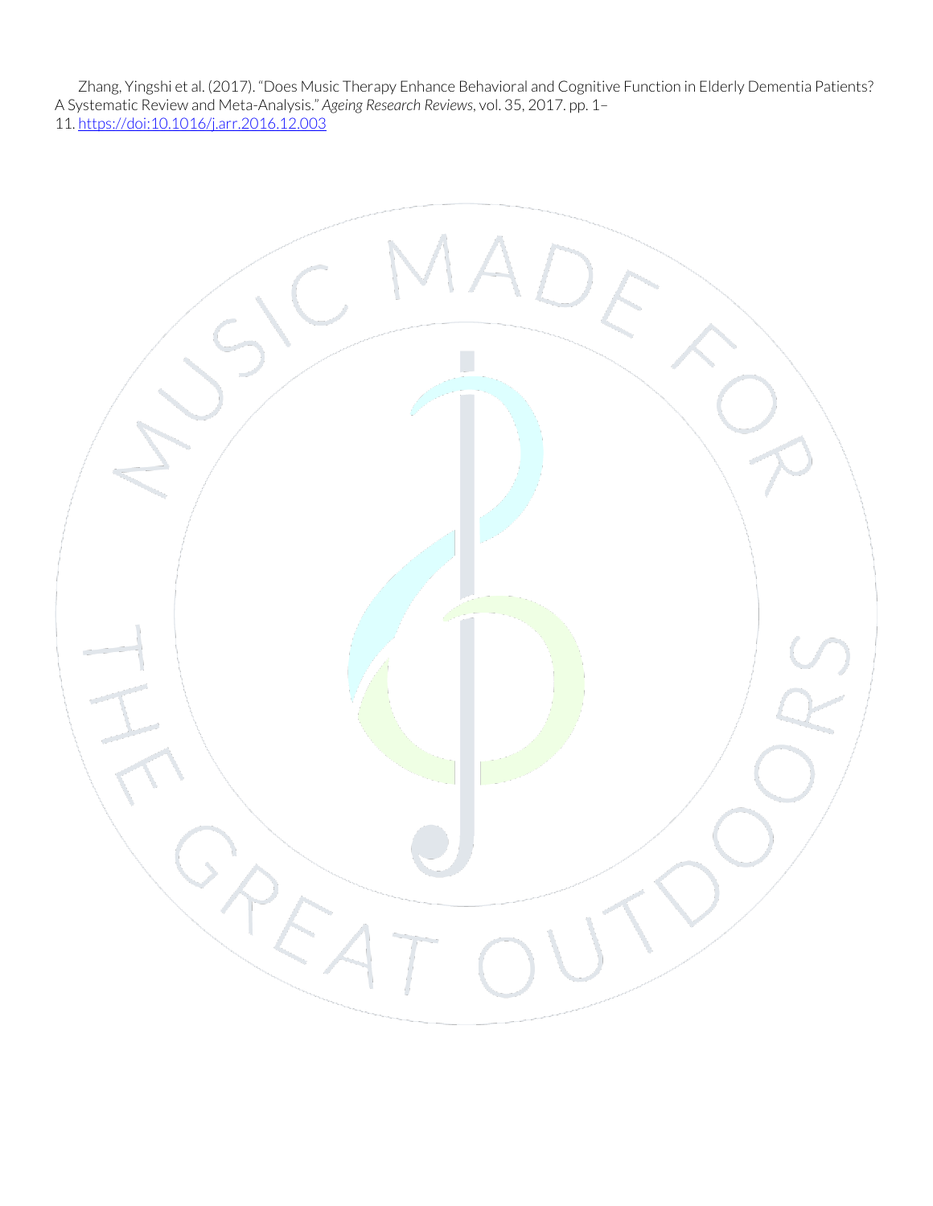Zhang, Yingshi et al. (2017). "Does Music Therapy Enhance Behavioral and Cognitive Function in Elderly Dementia Patients? A Systematic Review and Meta-Analysis." *Ageing Research Reviews*, vol. 35, 2017. pp. 1–11. [https://doi:10.1016/j.arr.2016.12.003](https://doi:10.1016/j.arr.2016.12.003)